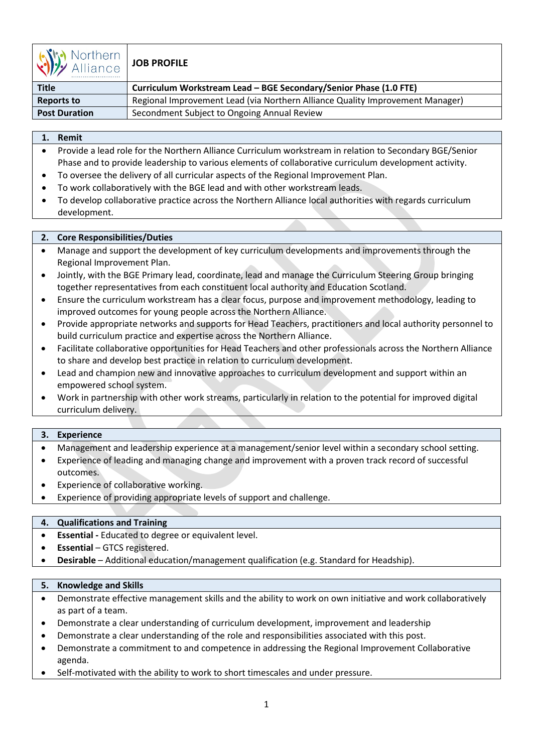| Northern Alliance | JOB PROFILE |
|---|---|
| **Title** | **Curriculum Workstream Lead – BGE Secondary/Senior Phase (1.0 FTE)** |
| **Reports to** | Regional Improvement Lead (via Northern Alliance Quality Improvement Manager) |
| **Post Duration** | Secondment Subject to Ongoing Annual Review |

## 1. Remit

- Provide a lead role for the Northern Alliance Curriculum workstream in relation to Secondary BGE/Senior Phase and to provide leadership to various elements of collaborative curriculum development activity.
- To oversee the delivery of all curricular aspects of the Regional Improvement Plan.
- To work collaboratively with the BGE lead and with other workstream leads.
- To develop collaborative practice across the Northern Alliance local authorities with regards curriculum development.

## 2. Core Responsibilities/Duties

- Manage and support the development of key curriculum developments and improvements through the Regional Improvement Plan.
- Jointly, with the BGE Primary lead, coordinate, lead and manage the Curriculum Steering Group bringing together representatives from each constituent local authority and Education Scotland.
- Ensure the curriculum workstream has a clear focus, purpose and improvement methodology, leading to improved outcomes for young people across the Northern Alliance.
- Provide appropriate networks and supports for Head Teachers, practitioners and local authority personnel to build curriculum practice and expertise across the Northern Alliance.
- Facilitate collaborative opportunities for Head Teachers and other professionals across the Northern Alliance to share and develop best practice in relation to curriculum development.
- Lead and champion new and innovative approaches to curriculum development and support within an empowered school system.
- Work in partnership with other work streams, particularly in relation to the potential for improved digital curriculum delivery.

## 3. Experience

- Management and leadership experience at a management/senior level within a secondary school setting.
- Experience of leading and managing change and improvement with a proven track record of successful outcomes.
- Experience of collaborative working.
- Experience of providing appropriate levels of support and challenge.

## 4. Qualifications and Training

- **Essential -** Educated to degree or equivalent level.
- **Essential** – GTCS registered.
- **Desirable** – Additional education/management qualification (e.g. Standard for Headship).

## 5. Knowledge and Skills

- Demonstrate effective management skills and the ability to work on own initiative and work collaboratively as part of a team.
- Demonstrate a clear understanding of curriculum development, improvement and leadership
- Demonstrate a clear understanding of the role and responsibilities associated with this post.
- Demonstrate a commitment to and competence in addressing the Regional Improvement Collaborative agenda.
- Self-motivated with the ability to work to short timescales and under pressure.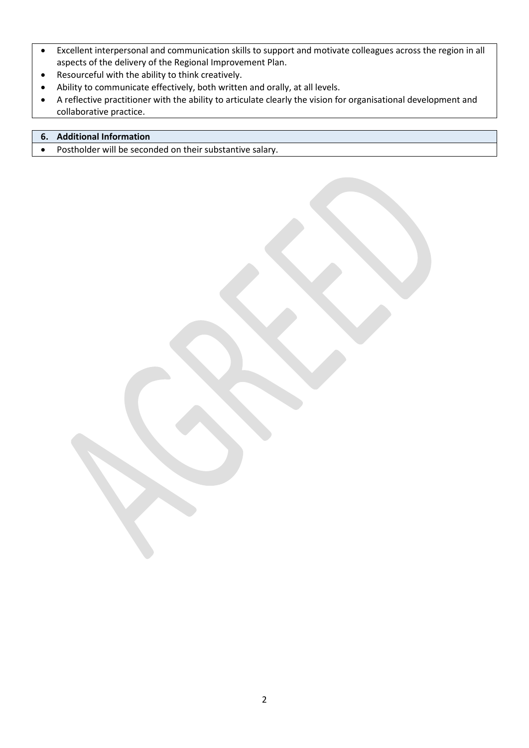- Excellent interpersonal and communication skills to support and motivate colleagues across the region in all aspects of the delivery of the Regional Improvement Plan.
- Resourceful with the ability to think creatively.
- Ability to communicate effectively, both written and orally, at all levels.
- A reflective practitioner with the ability to articulate clearly the vision for organisational development and collaborative practice.

## 6. Additional Information

- Postholder will be seconded on their substantive salary.

AGREED